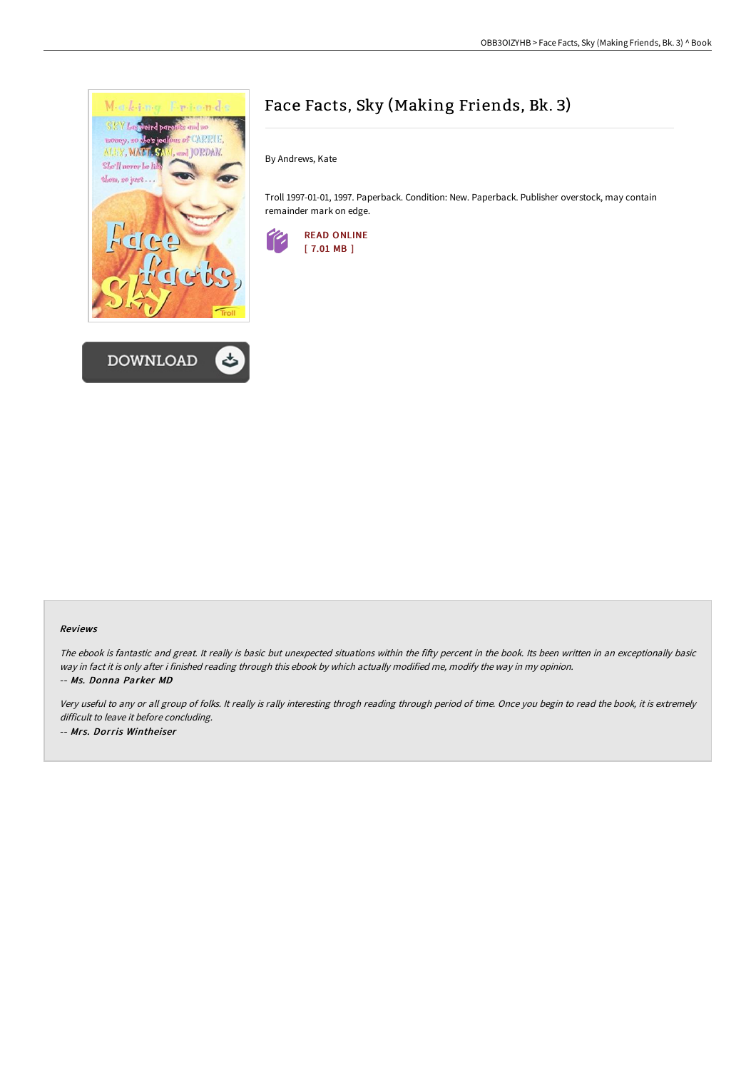# Face Facts, Sky (Making Friends, Bk. 3)

By Andrews, Kate

Troll 1997-01-01, 1997. Paperback. Condition: New. Paperback. Publisher overstock, may contain remainder mark on edge.

READ ONLINE
[ 7.01 MB ]

DOWNLOAD

#### Reviews

*The ebook is fantastic and great. It really is basic but unexpected situations within the fifty percent in the book. Its been written in an exceptionally basic way in fact it is only after i finished reading through this ebook by which actually modified me, modify the way in my opinion.*

*-- Ms. Donna Parker MD*

*Very useful to any or all group of folks. It really is rally interesting throgh reading through period of time. Once you begin to read the book, it is extremely difficult to leave it before concluding.*

*-- Mrs. Dorris Wintheiser*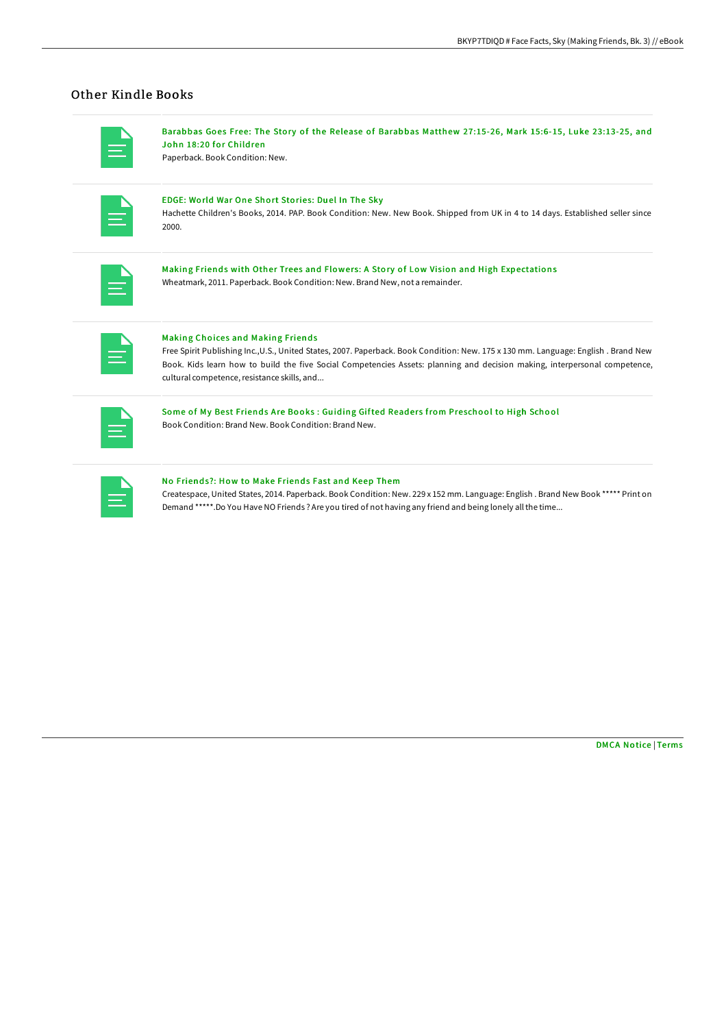## Other Kindle Books

**Barabbas Goes Free: The Story of the Release of Barabbas Matthew 27:15-26, Mark 15:6-15, Luke 23:13-25, and John 18:20 for Children**

Paperback. Book Condition: New.

**EDGE: World War One Short Stories: Duel In The Sky**

Hachette Children's Books, 2014. PAP. Book Condition: New. New Book. Shipped from UK in 4 to 14 days. Established seller since 2000.

**Making Friends with Other Trees and Flowers: A Story of Low Vision and High Expectations**

Wheatmark, 2011. Paperback. Book Condition: New. Brand New, not a remainder.

**Making Choices and Making Friends**

Free Spirit Publishing Inc.,U.S., United States, 2007. Paperback. Book Condition: New. 175 x 130 mm. Language: English . Brand New Book. Kids learn how to build the five Social Competencies Assets: planning and decision making, interpersonal competence, cultural competence, resistance skills, and...

**Some of My Best Friends Are Books : Guiding Gifted Readers from Preschool to High School**

Book Condition: Brand New. Book Condition: Brand New.

**No Friends?: How to Make Friends Fast and Keep Them**

Createspace, United States, 2014. Paperback. Book Condition: New. 229 x 152 mm. Language: English . Brand New Book ***** Print on Demand *****.Do You Have NO Friends ? Are you tired of not having any friend and being lonely all the time...